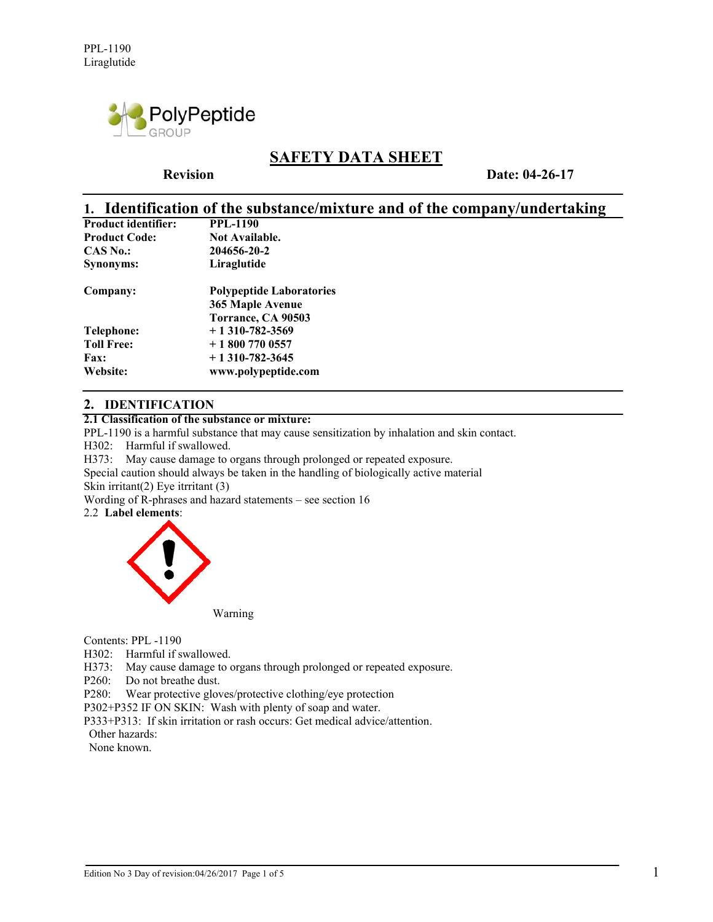PPL-1190
Liraglutide

PolyPeptide GROUP

# SAFETY DATA SHEET

**Revision** **Date: 04-26-17**

## 1. Identification of the substance/mixture and of the company/undertaking

| | |
|---|---|
| **Product identifier:** | **PPL-1190** |
| **Product Code:** | **Not Available.** |
| **CAS No.:** | **204656-20-2** |
| **Synonyms:** | **Liraglutide** |
| **Company:** | **Polypeptide Laboratories<br>365 Maple Avenue<br>Torrance, CA 90503** |
| **Telephone:** | **+ 1 310-782-3569** |
| **Toll Free:** | **+ 1 800 770 0557** |
| **Fax:** | **+ 1 310-782-3645** |
| **Website:** | **www.polypeptide.com** |

## 2. IDENTIFICATION

**2.1 Classification of the substance or mixture:**

PPL-1190 is a harmful substance that may cause sensitization by inhalation and skin contact.

H302: Harmful if swallowed.

H373: May cause damage to organs through prolonged or repeated exposure.

Special caution should always be taken in the handling of biologically active material

Skin irritant(2) Eye itrritant (3)

Wording of R-phrases and hazard statements – see section 16

2.2 **Label elements**:

Warning

Contents: PPL -1190

H302: Harmful if swallowed.

H373: May cause damage to organs through prolonged or repeated exposure.

P260: Do not breathe dust.

P280: Wear protective gloves/protective clothing/eye protection

P302+P352 IF ON SKIN: Wash with plenty of soap and water.

P333+P313: If skin irritation or rash occurs: Get medical advice/attention.

Other hazards:

None known.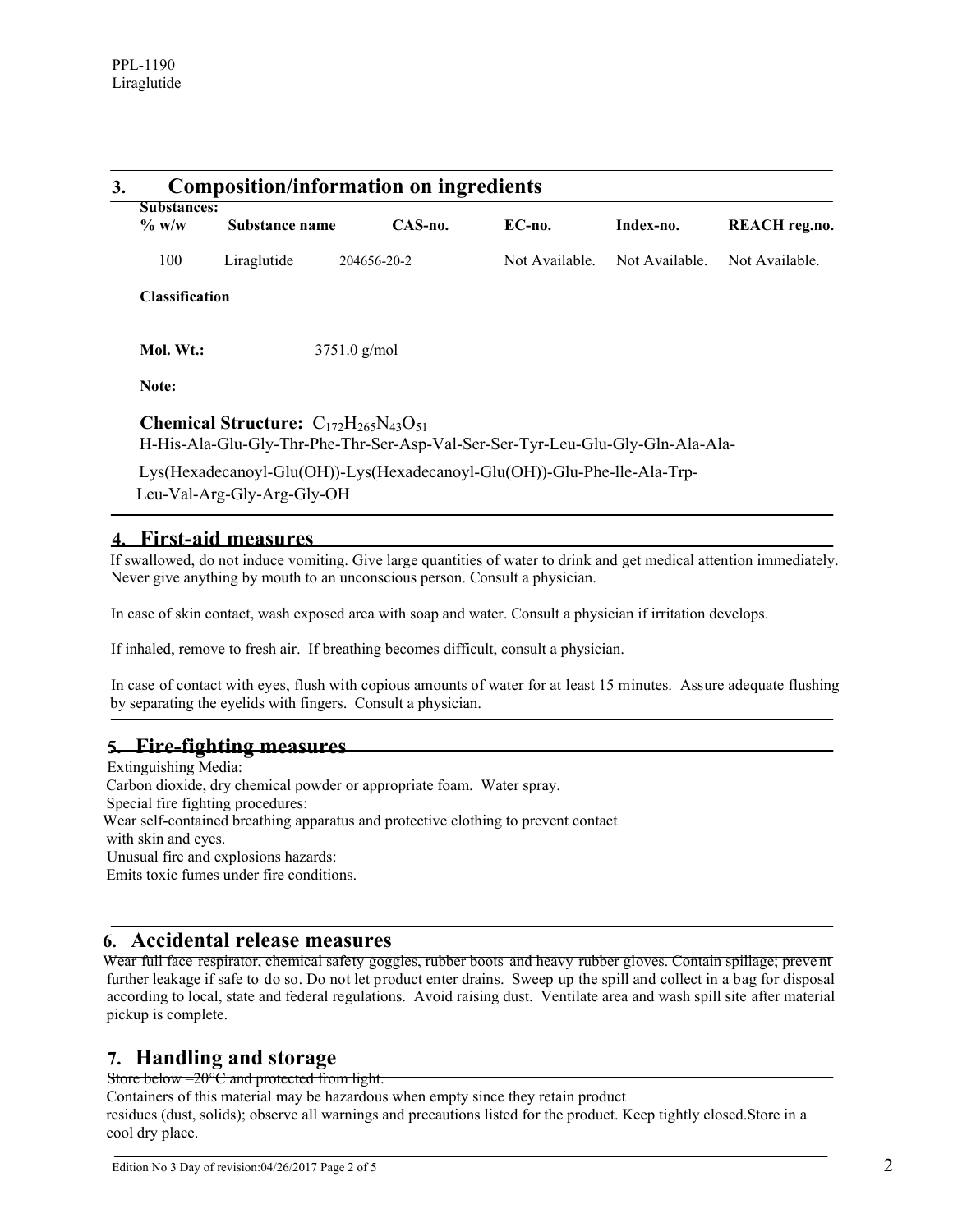## 3. Composition/information on ingredients

**Substances:**

| **% w/w** | **Substance name** | **CAS-no.** | **EC-no.** | **Index-no.** | **REACH reg.no.** |
|---|---|---|---|---|---|
| 100 | Liraglutide | 204656-20-2 | Not Available. | Not Available. | Not Available. |

**Classification**

**Mol. Wt.:** 3751.0 g/mol

**Note:**

**Chemical Structure:** $C_{172}H_{265}N_{43}O_{51}$

H-His-Ala-Glu-Gly-Thr-Phe-Thr-Ser-Asp-Val-Ser-Ser-Tyr-Leu-Glu-Gly-Gln-Ala-Ala-

Lys(Hexadecanoyl-Glu(OH))-Lys(Hexadecanoyl-Glu(OH))-Glu-Phe-lle-Ala-Trp-Leu-Val-Arg-Gly-Arg-Gly-OH

## 4. First-aid measures

If swallowed, do not induce vomiting. Give large quantities of water to drink and get medical attention immediately. Never give anything by mouth to an unconscious person. Consult a physician.

In case of skin contact, wash exposed area with soap and water. Consult a physician if irritation develops.

If inhaled, remove to fresh air. If breathing becomes difficult, consult a physician.

In case of contact with eyes, flush with copious amounts of water for at least 15 minutes. Assure adequate flushing by separating the eyelids with fingers. Consult a physician.

## 5. Fire-fighting measures

Extinguishing Media:
Carbon dioxide, dry chemical powder or appropriate foam. Water spray.
Special fire fighting procedures:
Wear self-contained breathing apparatus and protective clothing to prevent contact with skin and eyes.
Unusual fire and explosions hazards:
Emits toxic fumes under fire conditions.

## 6. Accidental release measures

Wear full face respirator, chemical safety goggles, rubber boots and heavy rubber gloves. Contain spillage; prevent further leakage if safe to do so. Do not let product enter drains. Sweep up the spill and collect in a bag for disposal according to local, state and federal regulations. Avoid raising dust. Ventilate area and wash spill site after material pickup is complete.

## 7. Handling and storage

Store below -20°C and protected from light.

Containers of this material may be hazardous when empty since they retain product residues (dust, solids); observe all warnings and precautions listed for the product. Keep tightly closed.Store in a cool dry place.

Edition No 3 Day of revision:04/26/2017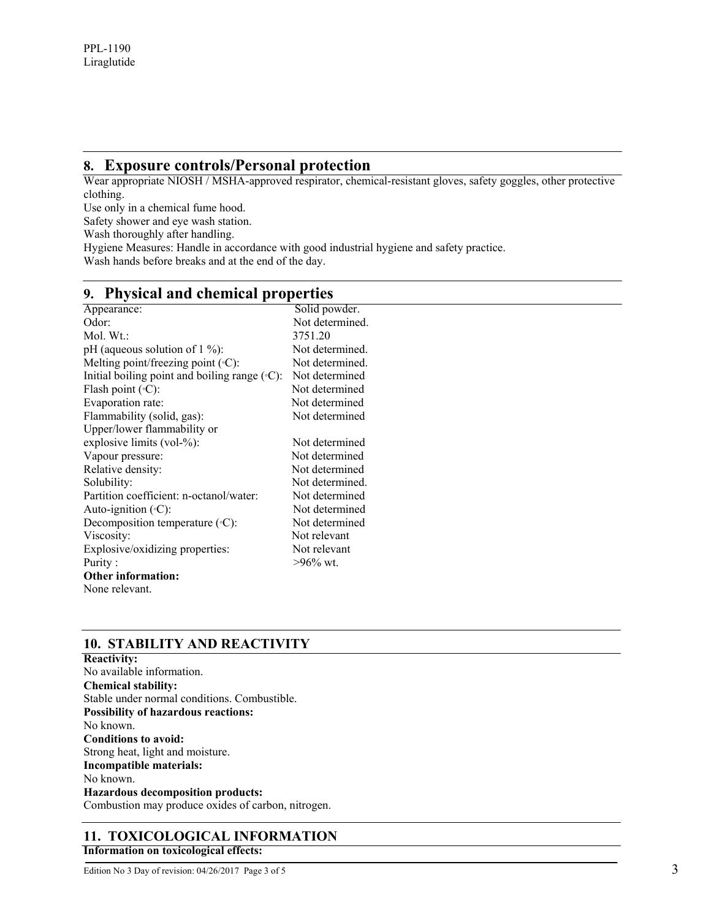## 8. Exposure controls/Personal protection

Wear appropriate NIOSH / MSHA-approved respirator, chemical-resistant gloves, safety goggles, other protective clothing.

Use only in a chemical fume hood.

Safety shower and eye wash station.

Wash thoroughly after handling.

Hygiene Measures: Handle in accordance with good industrial hygiene and safety practice.

Wash hands before breaks and at the end of the day.

## 9. Physical and chemical properties

| | |
|---|---|
| Appearance: | Solid powder. |
| Odor: | Not determined. |
| Mol. Wt.: | 3751.20 |
| pH (aqueous solution of 1 %): | Not determined. |
| Melting point/freezing point (◦C): | Not determined. |
| Initial boiling point and boiling range (◦C): | Not determined |
| Flash point (◦C): | Not determined |
| Evaporation rate: | Not determined |
| Flammability (solid, gas): | Not determined |
| Upper/lower flammability or explosive limits (vol-%): | Not determined |
| Vapour pressure: | Not determined |
| Relative density: | Not determined |
| Solubility: | Not determined. |
| Partition coefficient: n-octanol/water: | Not determined |
| Auto-ignition (◦C): | Not determined |
| Decomposition temperature (◦C): | Not determined |
| Viscosity: | Not relevant |
| Explosive/oxidizing properties: | Not relevant |
| Purity : | >96% wt. |

**Other information:**

None relevant.

## 10. STABILITY AND REACTIVITY

**Reactivity:**

No available information.

**Chemical stability:**

Stable under normal conditions. Combustible.

**Possibility of hazardous reactions:**

No known.

**Conditions to avoid:**

Strong heat, light and moisture.

**Incompatible materials:**

No known.

**Hazardous decomposition products:**

Combustion may produce oxides of carbon, nitrogen.

## 11. TOXICOLOGICAL INFORMATION

**Information on toxicological effects:**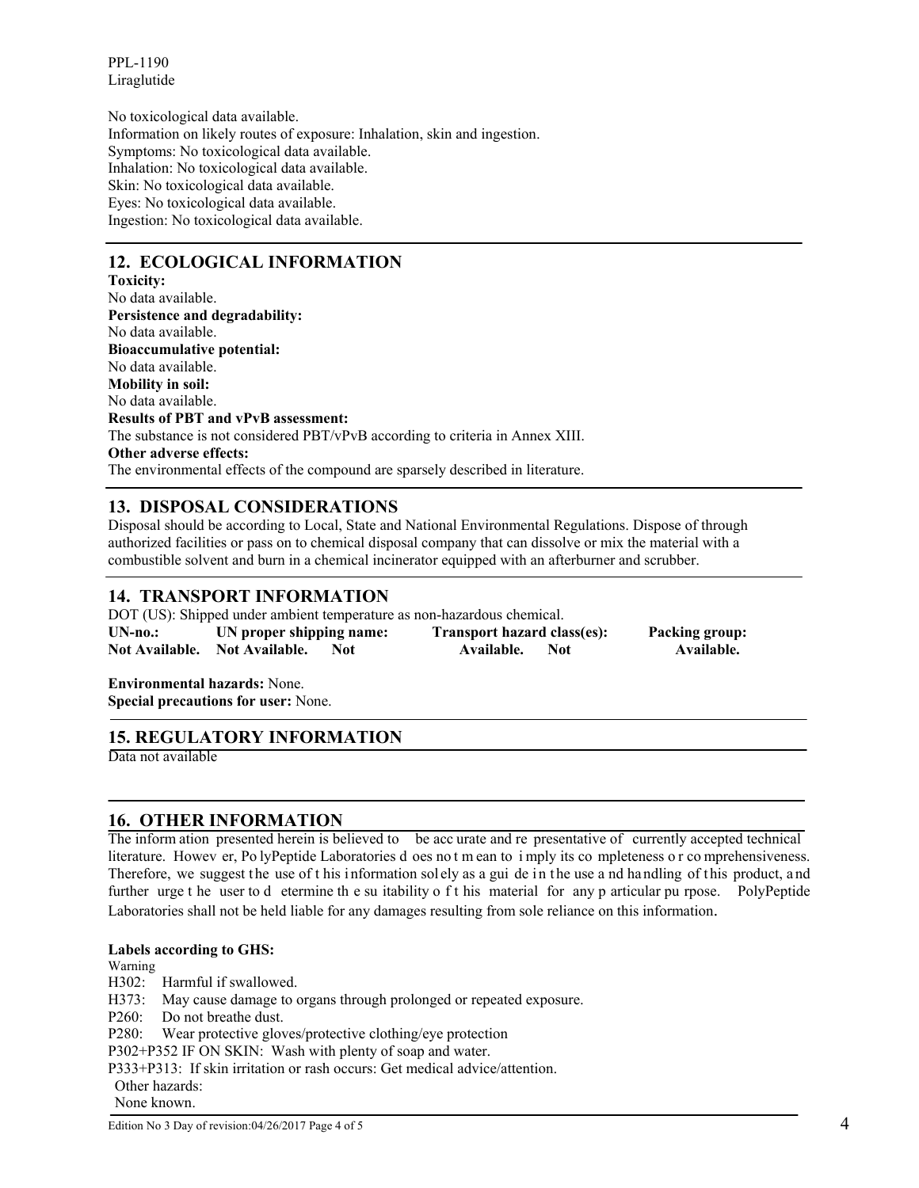PPL-1190
Liraglutide

No toxicological data available.
Information on likely routes of exposure: Inhalation, skin and ingestion.
Symptoms: No toxicological data available.
Inhalation: No toxicological data available.
Skin: No toxicological data available.
Eyes: No toxicological data available.
Ingestion: No toxicological data available.

## 12. ECOLOGICAL INFORMATION

**Toxicity:**
No data available.
**Persistence and degradability:**
No data available.
**Bioaccumulative potential:**
No data available.
**Mobility in soil:**
No data available.
**Results of PBT and vPvB assessment:**
The substance is not considered PBT/vPvB according to criteria in Annex XIII.
**Other adverse effects:**
The environmental effects of the compound are sparsely described in literature.

## 13. DISPOSAL CONSIDERATIONS

Disposal should be according to Local, State and National Environmental Regulations. Dispose of through authorized facilities or pass on to chemical disposal company that can dissolve or mix the material with a combustible solvent and burn in a chemical incinerator equipped with an afterburner and scrubber.

## 14. TRANSPORT INFORMATION

DOT (US): Shipped under ambient temperature as non-hazardous chemical.

| UN-no.: | UN proper shipping name: | Transport hazard class(es): | Packing group: |
|---|---|---|---|
| Not Available. | Not Available. | Not Available. | Not Available. |

**Environmental hazards:** None.
**Special precautions for user:** None.

## 15. REGULATORY INFORMATION

Data not available

## 16. OTHER INFORMATION

The information presented herein is believed to be accurate and representative of currently accepted technical literature. However, PolyPeptide Laboratories does not mean to imply its completeness or comprehensiveness. Therefore, we suggest the use of this information solely as a guide in the use and handling of this product, and further urge the user to determine the suitability of this material for any particular purpose. PolyPeptide Laboratories shall not be held liable for any damages resulting from sole reliance on this information.

**Labels according to GHS:**
Warning
H302: Harmful if swallowed.
H373: May cause damage to organs through prolonged or repeated exposure.
P260: Do not breathe dust.
P280: Wear protective gloves/protective clothing/eye protection
P302+P352 IF ON SKIN: Wash with plenty of soap and water.
P333+P313: If skin irritation or rash occurs: Get medical advice/attention.
Other hazards:
None known.

Edition No 3 Day of revision:04/26/2017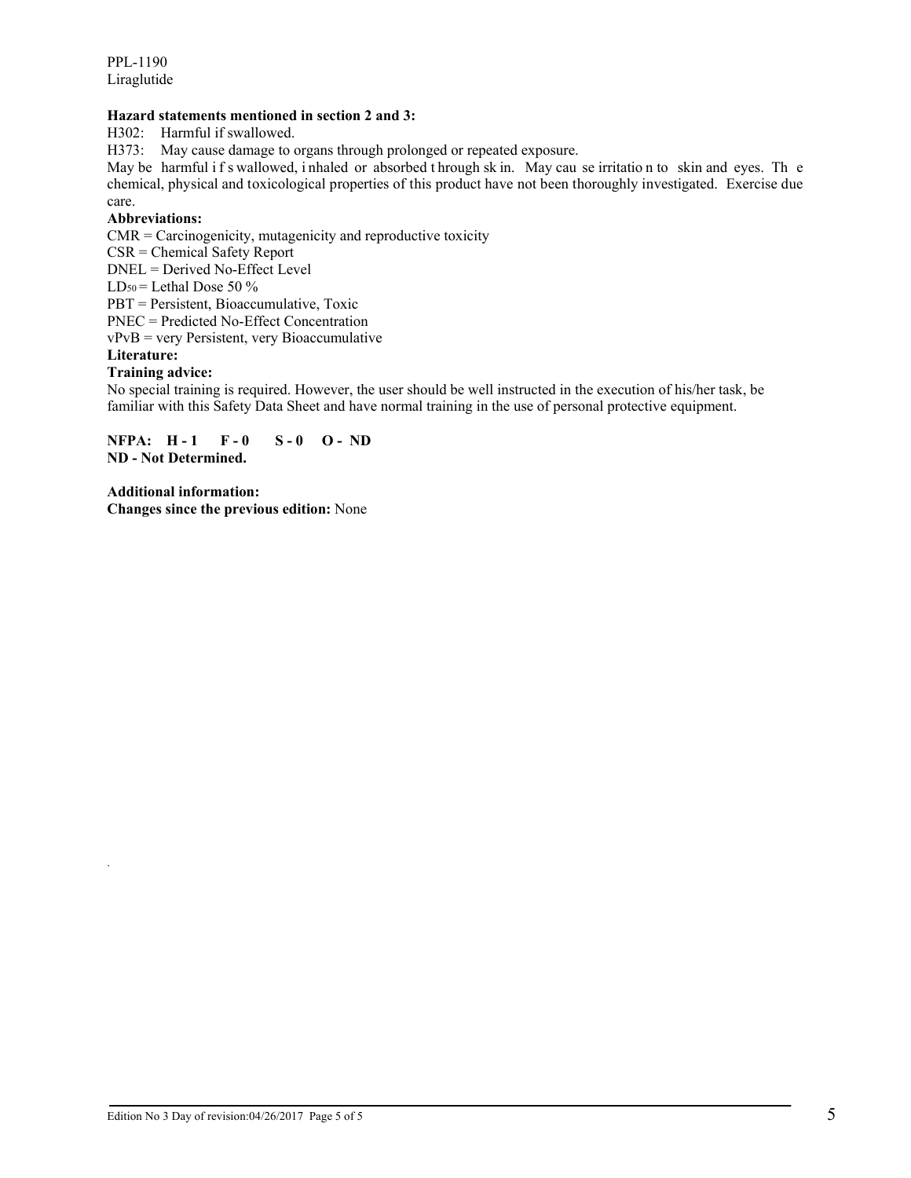PPL-1190
Liraglutide

**Hazard statements mentioned in section 2 and 3:**

H302: Harmful if swallowed.

H373: May cause damage to organs through prolonged or repeated exposure.

May be harmful if swallowed, inhaled or absorbed through skin. May cause irritation to skin and eyes. The chemical, physical and toxicological properties of this product have not been thoroughly investigated. Exercise due care.

**Abbreviations:**

CMR = Carcinogenicity, mutagenicity and reproductive toxicity

CSR = Chemical Safety Report

DNEL = Derived No-Effect Level

$LD_{50}$ = Lethal Dose 50 %

PBT = Persistent, Bioaccumulative, Toxic

PNEC = Predicted No-Effect Concentration

vPvB = very Persistent, very Bioaccumulative

**Literature:**

**Training advice:**

No special training is required. However, the user should be well instructed in the execution of his/her task, be familiar with this Safety Data Sheet and have normal training in the use of personal protective equipment.

**NFPA: H - 1 F - 0 S - 0 O - ND**

**ND - Not Determined.**

**Additional information:**

**Changes since the previous edition:** None